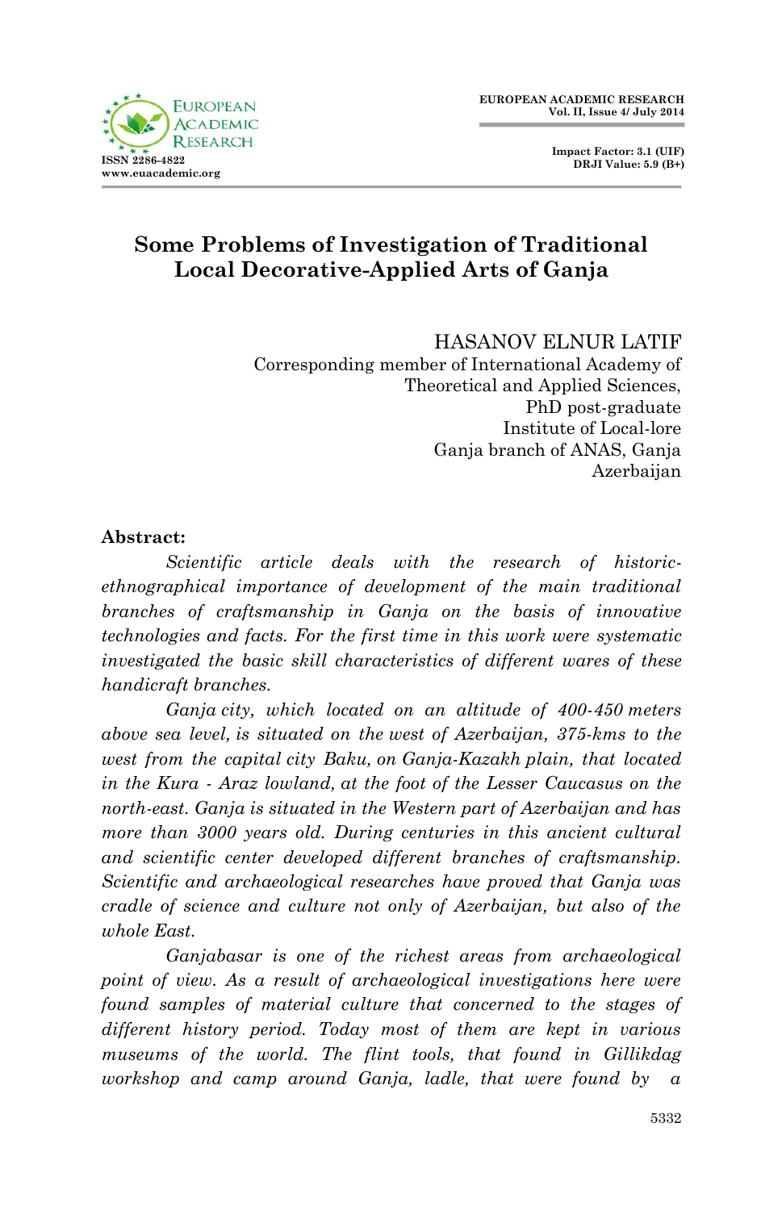# Some Problems of Investigation of Traditional Local Decorative-Applied Arts of Ganja

HASANOV ELNUR LATIF
Corresponding member of International Academy of Theoretical and Applied Sciences,
PhD post-graduate
Institute of Local-lore
Ganja branch of ANAS, Ganja
Azerbaijan

**Abstract:**

*Scientific article deals with the research of historic-ethnographical importance of development of the main traditional branches of craftsmanship in Ganja on the basis of innovative technologies and facts. For the first time in this work were systematic investigated the basic skill characteristics of different wares of these handicraft branches.*

*Ganja city, which located on an altitude of 400-450 meters above sea level, is situated on the west of Azerbaijan, 375-kms to the west from the capital city Baku, on Ganja-Kazakh plain, that located in the Kura - Araz lowland, at the foot of the Lesser Caucasus on the north-east. Ganja is situated in the Western part of Azerbaijan and has more than 3000 years old. During centuries in this ancient cultural and scientific center developed different branches of craftsmanship. Scientific and archaeological researches have proved that Ganja was cradle of science and culture not only of Azerbaijan, but also of the whole East.*

*Ganjabasar is one of the richest areas from archaeological point of view. As a result of archaeological investigations here were found samples of material culture that concerned to the stages of different history period. Today most of them are kept in various museums of the world. The flint tools, that found in Gillikdag workshop and camp around Ganja, ladle, that were found by a*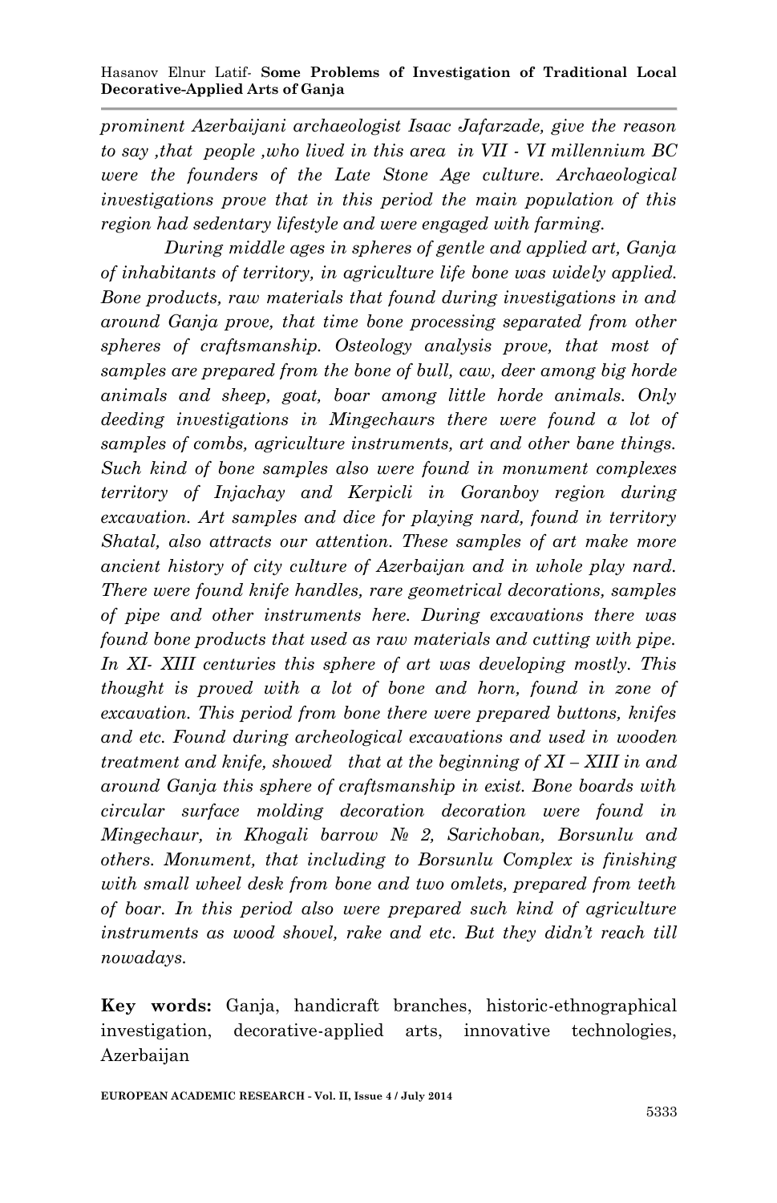*prominent Azerbaijani archaeologist Isaac Jafarzade, give the reason to say ,that people ,who lived in this area in VII - VI millennium BC were the founders of the Late Stone Age culture. Archaeological investigations prove that in this period the main population of this region had sedentary lifestyle and were engaged with farming.*

*During middle ages in spheres of gentle and applied art, Ganja of inhabitants of territory, in agriculture life bone was widely applied. Bone products, raw materials that found during investigations in and around Ganja prove, that time bone processing separated from other spheres of craftsmanship. Osteology analysis prove, that most of samples are prepared from the bone of bull, caw, deer among big horde animals and sheep, goat, boar among little horde animals. Only deeding investigations in Mingechaurs there were found a lot of samples of combs, agriculture instruments, art and other bane things. Such kind of bone samples also were found in monument complexes territory of Injachay and Kerpicli in Goranboy region during excavation. Art samples and dice for playing nard, found in territory Shatal, also attracts our attention. These samples of art make more ancient history of city culture of Azerbaijan and in whole play nard. There were found knife handles, rare geometrical decorations, samples of pipe and other instruments here. During excavations there was found bone products that used as raw materials and cutting with pipe. In XI- XIII centuries this sphere of art was developing mostly. This thought is proved with a lot of bone and horn, found in zone of excavation. This period from bone there were prepared buttons, knifes and etc. Found during archeological excavations and used in wooden treatment and knife, showed that at the beginning of XI – XIII in and around Ganja this sphere of craftsmanship in exist. Bone boards with circular surface molding decoration decoration were found in Mingechaur, in Khogali barrow № 2, Sarichoban, Borsunlu and others. Monument, that including to Borsunlu Complex is finishing with small wheel desk from bone and two omlets, prepared from teeth of boar. In this period also were prepared such kind of agriculture instruments as wood shovel, rake and etc. But they didn't reach till nowadays.*

**Key words:** Ganja, handicraft branches, historic-ethnographical investigation, decorative-applied arts, innovative technologies, Azerbaijan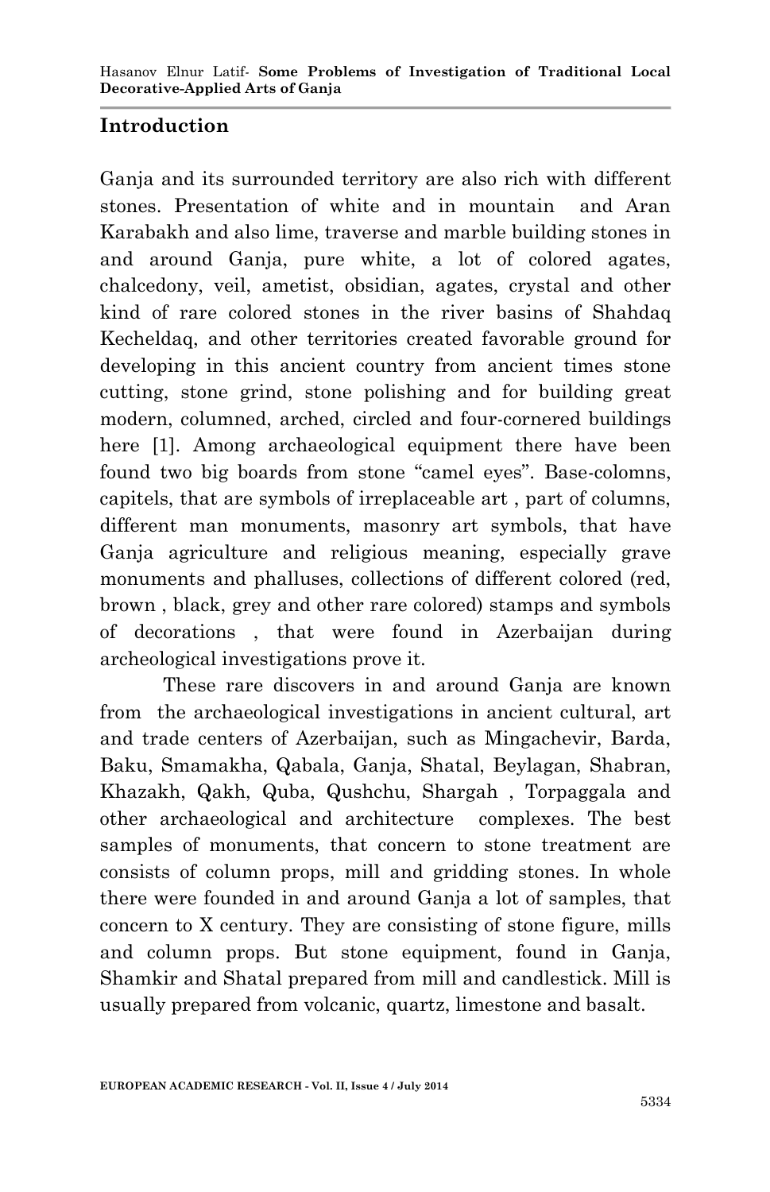## Introduction

Ganja and its surrounded territory are also rich with different stones. Presentation of white and in mountain and Aran Karabakh and also lime, traverse and marble building stones in and around Ganja, pure white, a lot of colored agates, chalcedony, veil, ametist, obsidian, agates, crystal and other kind of rare colored stones in the river basins of Shahdaq Kecheldaq, and other territories created favorable ground for developing in this ancient country from ancient times stone cutting, stone grind, stone polishing and for building great modern, columned, arched, circled and four-cornered buildings here [1]. Among archaeological equipment there have been found two big boards from stone "camel eyes". Base-colomns, capitels, that are symbols of irreplaceable art , part of columns, different man monuments, masonry art symbols, that have Ganja agriculture and religious meaning, especially grave monuments and phalluses, collections of different colored (red, brown , black, grey and other rare colored) stamps and symbols of decorations , that were found in Azerbaijan during archeological investigations prove it.

These rare discovers in and around Ganja are known from the archaeological investigations in ancient cultural, art and trade centers of Azerbaijan, such as Mingachevir, Barda, Baku, Smamakha, Qabala, Ganja, Shatal, Beylagan, Shabran, Khazakh, Qakh, Quba, Qushchu, Shargah , Torpaggala and other archaeological and architecture complexes. The best samples of monuments, that concern to stone treatment are consists of column props, mill and gridding stones. In whole there were founded in and around Ganja a lot of samples, that concern to X century. They are consisting of stone figure, mills and column props. But stone equipment, found in Ganja, Shamkir and Shatal prepared from mill and candlestick. Mill is usually prepared from volcanic, quartz, limestone and basalt.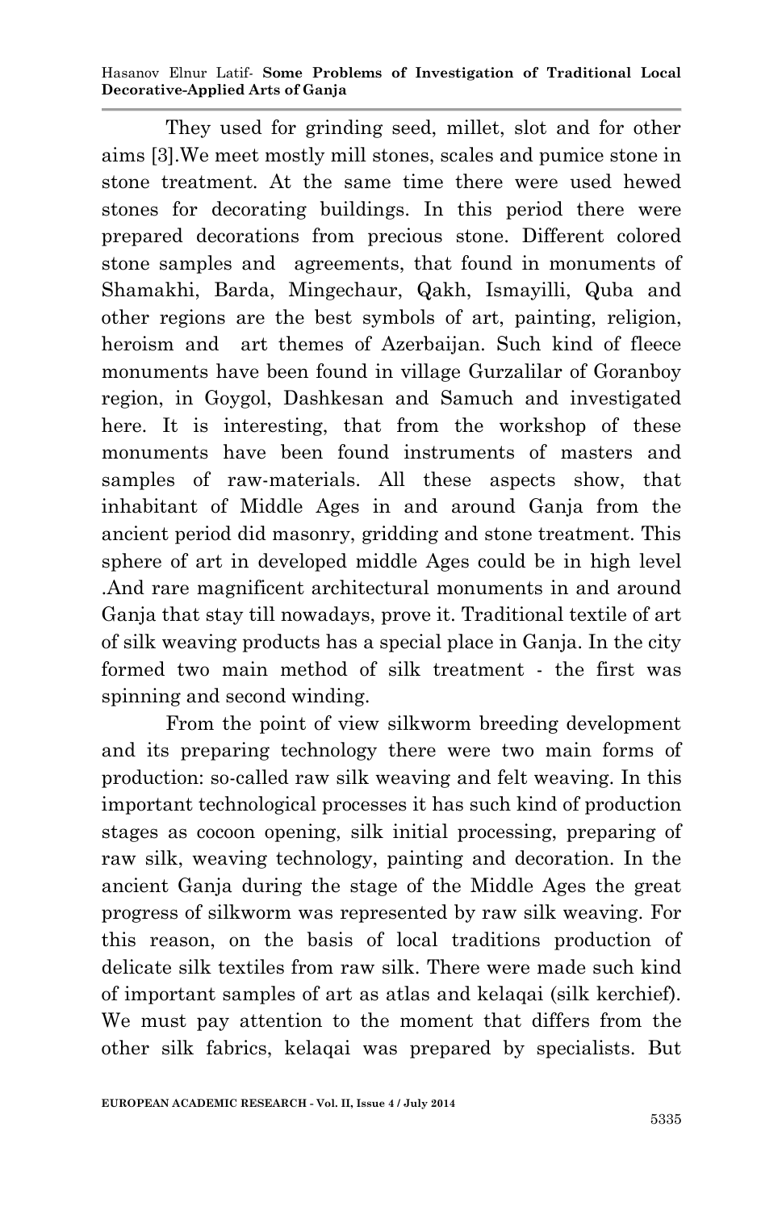They used for grinding seed, millet, slot and for other aims [3].We meet mostly mill stones, scales and pumice stone in stone treatment. At the same time there were used hewed stones for decorating buildings. In this period there were prepared decorations from precious stone. Different colored stone samples and agreements, that found in monuments of Shamakhi, Barda, Mingechaur, Qakh, Ismayilli, Quba and other regions are the best symbols of art, painting, religion, heroism and art themes of Azerbaijan. Such kind of fleece monuments have been found in village Gurzalilar of Goranboy region, in Goygol, Dashkesan and Samuch and investigated here. It is interesting, that from the workshop of these monuments have been found instruments of masters and samples of raw-materials. All these aspects show, that inhabitant of Middle Ages in and around Ganja from the ancient period did masonry, gridding and stone treatment. This sphere of art in developed middle Ages could be in high level .And rare magnificent architectural monuments in and around Ganja that stay till nowadays, prove it. Traditional textile of art of silk weaving products has a special place in Ganja. In the city formed two main method of silk treatment - the first was spinning and second winding.

From the point of view silkworm breeding development and its preparing technology there were two main forms of production: so-called raw silk weaving and felt weaving. In this important technological processes it has such kind of production stages as cocoon opening, silk initial processing, preparing of raw silk, weaving technology, painting and decoration. In the ancient Ganja during the stage of the Middle Ages the great progress of silkworm was represented by raw silk weaving. For this reason, on the basis of local traditions production of delicate silk textiles from raw silk. There were made such kind of important samples of art as atlas and kelaqai (silk kerchief). We must pay attention to the moment that differs from the other silk fabrics, kelaqai was prepared by specialists. But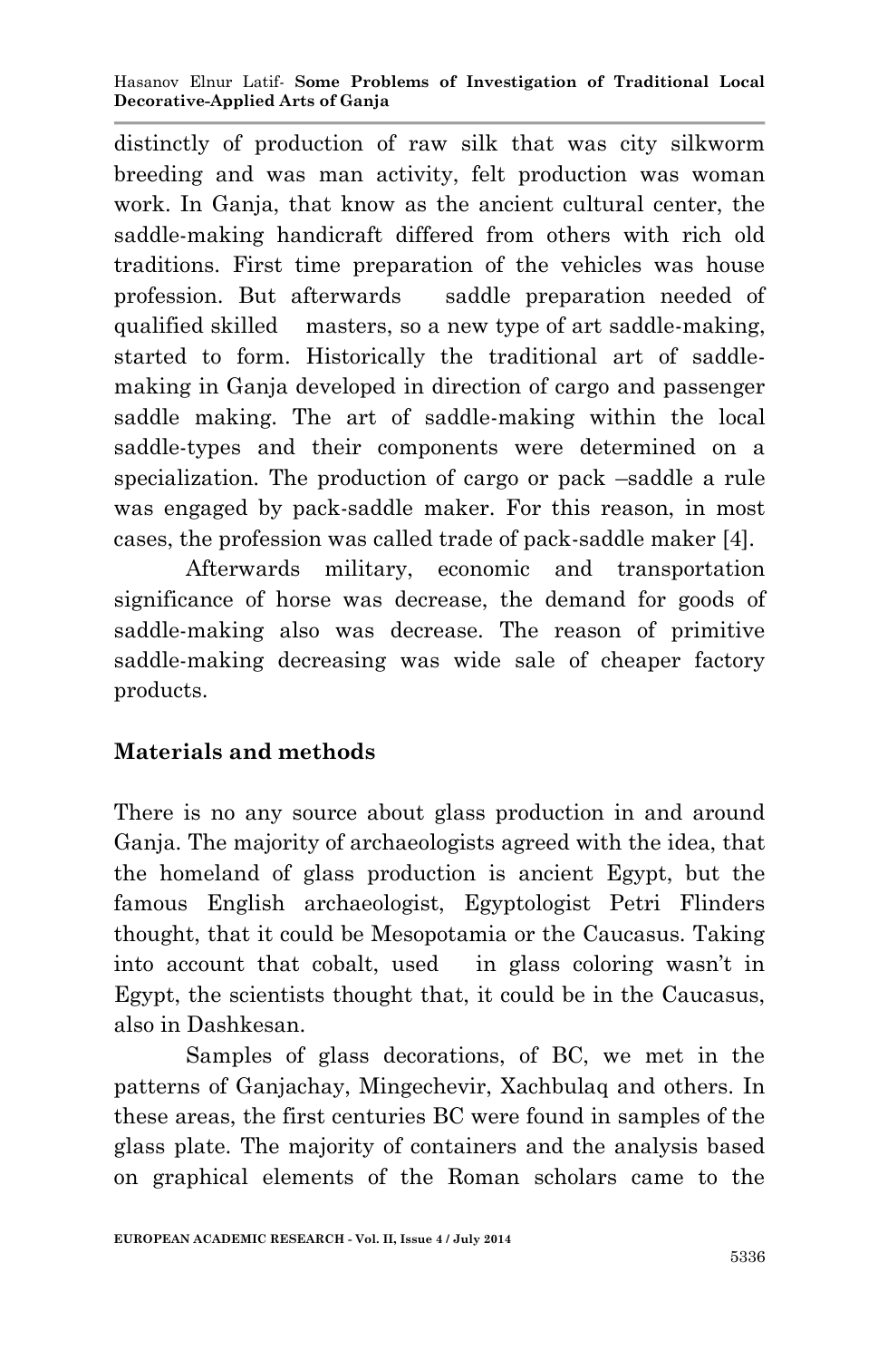distinctly of production of raw silk that was city silkworm breeding and was man activity, felt production was woman work. In Ganja, that know as the ancient cultural center, the saddle-making handicraft differed from others with rich old traditions. First time preparation of the vehicles was house profession. But afterwards saddle preparation needed of qualified skilled masters, so a new type of art saddle-making, started to form. Historically the traditional art of saddle-making in Ganja developed in direction of cargo and passenger saddle making. The art of saddle-making within the local saddle-types and their components were determined on a specialization. The production of cargo or pack –saddle a rule was engaged by pack-saddle maker. For this reason, in most cases, the profession was called trade of pack-saddle maker [4].

Afterwards military, economic and transportation significance of horse was decrease, the demand for goods of saddle-making also was decrease. The reason of primitive saddle-making decreasing was wide sale of cheaper factory products.

## Materials and methods

There is no any source about glass production in and around Ganja. The majority of archaeologists agreed with the idea, that the homeland of glass production is ancient Egypt, but the famous English archaeologist, Egyptologist Petri Flinders thought, that it could be Mesopotamia or the Caucasus. Taking into account that cobalt, used in glass coloring wasn't in Egypt, the scientists thought that, it could be in the Caucasus, also in Dashkesan.

Samples of glass decorations, of BC, we met in the patterns of Ganjachay, Mingechevir, Xachbulaq and others. In these areas, the first centuries BC were found in samples of the glass plate. The majority of containers and the analysis based on graphical elements of the Roman scholars came to the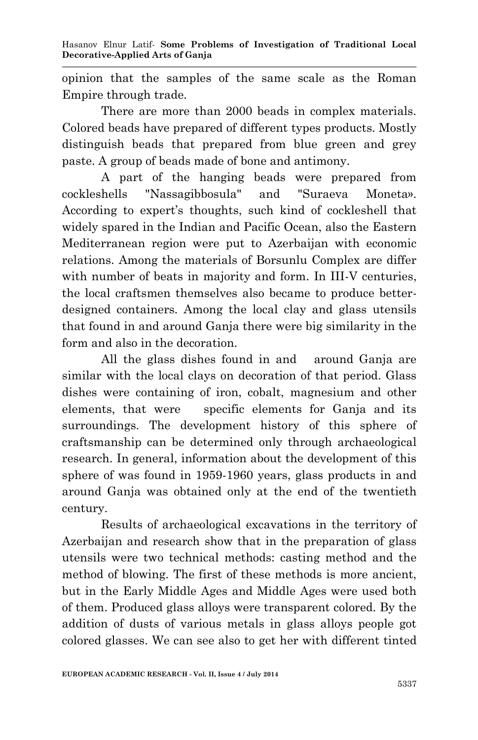opinion that the samples of the same scale as the Roman Empire through trade.

There are more than 2000 beads in complex materials. Colored beads have prepared of different types products. Mostly distinguish beads that prepared from blue green and grey paste. A group of beads made of bone and antimony.

A part of the hanging beads were prepared from cockleshells "Nassagibbosula" and "Suraeva Moneta». According to expert's thoughts, such kind of cockleshell that widely spared in the Indian and Pacific Ocean, also the Eastern Mediterranean region were put to Azerbaijan with economic relations. Among the materials of Borsunlu Complex are differ with number of beats in majority and form. In III-V centuries, the local craftsmen themselves also became to produce better-designed containers. Among the local clay and glass utensils that found in and around Ganja there were big similarity in the form and also in the decoration.

All the glass dishes found in and around Ganja are similar with the local clays on decoration of that period. Glass dishes were containing of iron, cobalt, magnesium and other elements, that were specific elements for Ganja and its surroundings. The development history of this sphere of craftsmanship can be determined only through archaeological research. In general, information about the development of this sphere of was found in 1959-1960 years, glass products in and around Ganja was obtained only at the end of the twentieth century.

Results of archaeological excavations in the territory of Azerbaijan and research show that in the preparation of glass utensils were two technical methods: casting method and the method of blowing. The first of these methods is more ancient, but in the Early Middle Ages and Middle Ages were used both of them. Produced glass alloys were transparent colored. By the addition of dusts of various metals in glass alloys people got colored glasses. We can see also to get her with different tinted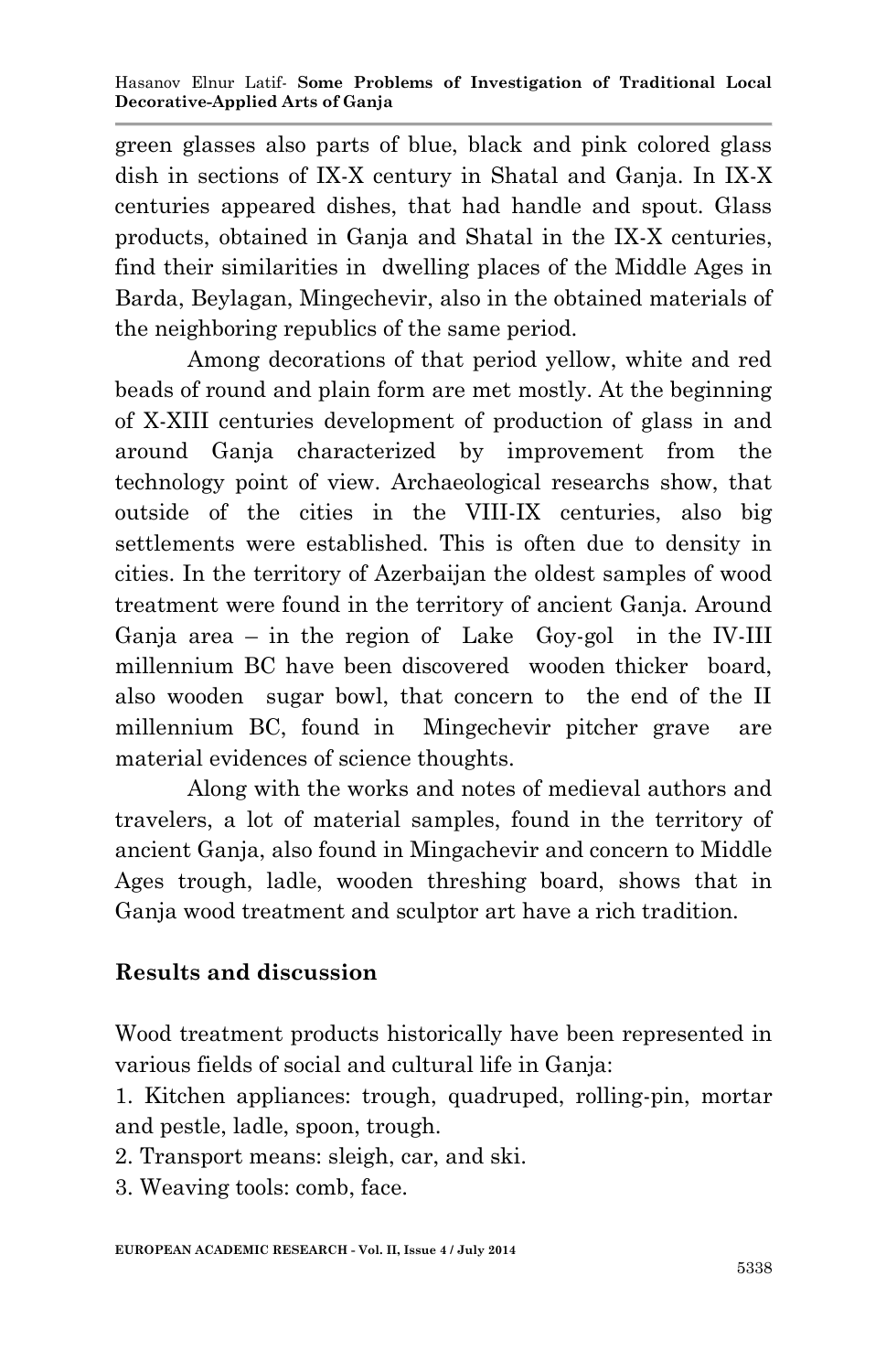green glasses also parts of blue, black and pink colored glass dish in sections of IX-X century in Shatal and Ganja. In IX-X centuries appeared dishes, that had handle and spout. Glass products, obtained in Ganja and Shatal in the IX-X centuries, find their similarities in dwelling places of the Middle Ages in Barda, Beylagan, Mingechevir, also in the obtained materials of the neighboring republics of the same period.

Among decorations of that period yellow, white and red beads of round and plain form are met mostly. At the beginning of X-XIII centuries development of production of glass in and around Ganja characterized by improvement from the technology point of view. Archaeological researchs show, that outside of the cities in the VIII-IX centuries, also big settlements were established. This is often due to density in cities. In the territory of Azerbaijan the oldest samples of wood treatment were found in the territory of ancient Ganja. Around Ganja area – in the region of Lake Goy-gol in the IV-III millennium BC have been discovered wooden thicker board, also wooden sugar bowl, that concern to the end of the II millennium BC, found in Mingechevir pitcher grave are material evidences of science thoughts.

Along with the works and notes of medieval authors and travelers, a lot of material samples, found in the territory of ancient Ganja, also found in Mingachevir and concern to Middle Ages trough, ladle, wooden threshing board, shows that in Ganja wood treatment and sculptor art have a rich tradition.

## Results and discussion

Wood treatment products historically have been represented in various fields of social and cultural life in Ganja:

1. Kitchen appliances: trough, quadruped, rolling-pin, mortar and pestle, ladle, spoon, trough.
2. Transport means: sleigh, car, and ski.
3. Weaving tools: comb, face.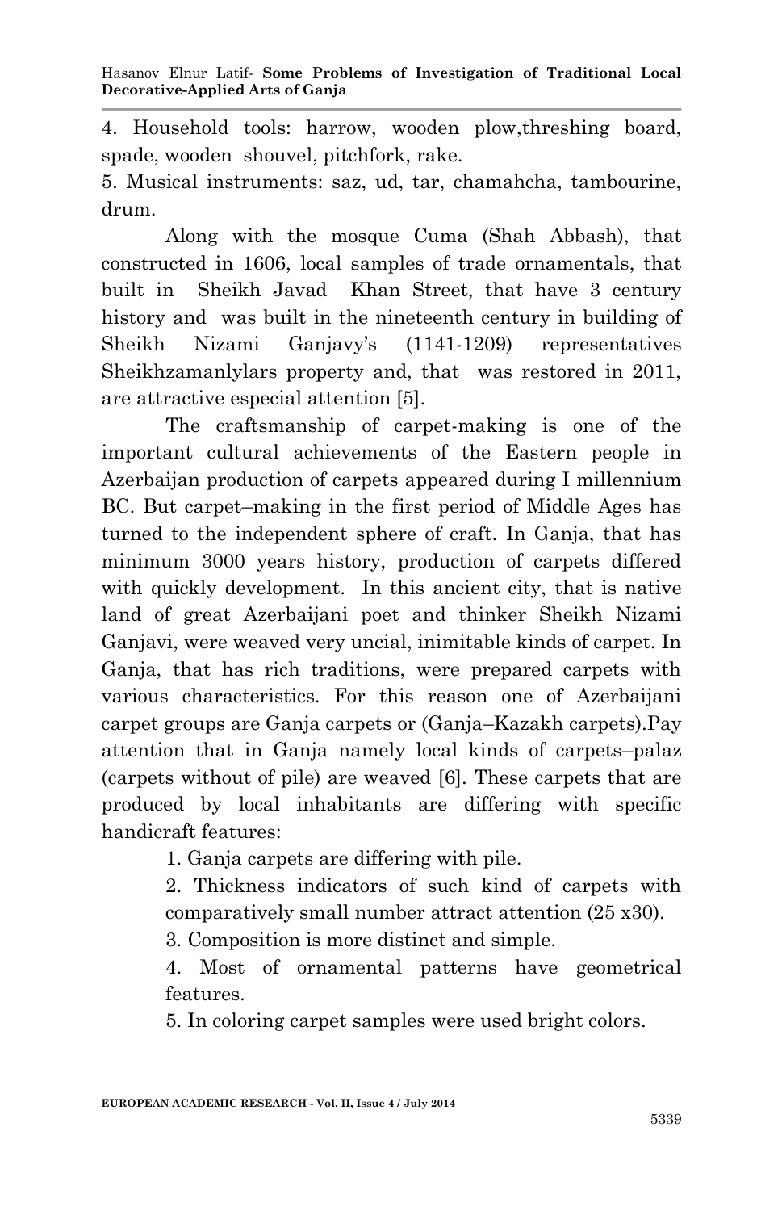4. Household tools: harrow, wooden plow,threshing board, spade, wooden shouvel, pitchfork, rake.

5. Musical instruments: saz, ud, tar, chamahcha, tambourine, drum.

Along with the mosque Cuma (Shah Abbash), that constructed in 1606, local samples of trade ornamentals, that built in Sheikh Javad Khan Street, that have 3 century history and was built in the nineteenth century in building of Sheikh Nizami Ganjavy's (1141-1209) representatives Sheikhzamanlylars property and, that was restored in 2011, are attractive especial attention [5].

The craftsmanship of carpet-making is one of the important cultural achievements of the Eastern people in Azerbaijan production of carpets appeared during I millennium BC. But carpet–making in the first period of Middle Ages has turned to the independent sphere of craft. In Ganja, that has minimum 3000 years history, production of carpets differed with quickly development. In this ancient city, that is native land of great Azerbaijani poet and thinker Sheikh Nizami Ganjavi, were weaved very uncial, inimitable kinds of carpet. In Ganja, that has rich traditions, were prepared carpets with various characteristics. For this reason one of Azerbaijani carpet groups are Ganja carpets or (Ganja–Kazakh carpets).Pay attention that in Ganja namely local kinds of carpets–palaz (carpets without of pile) are weaved [6]. These carpets that are produced by local inhabitants are differing with specific handicraft features:

1. Ganja carpets are differing with pile.
2. Thickness indicators of such kind of carpets with comparatively small number attract attention (25 x30).
3. Composition is more distinct and simple.
4. Most of ornamental patterns have geometrical features.
5. In coloring carpet samples were used bright colors.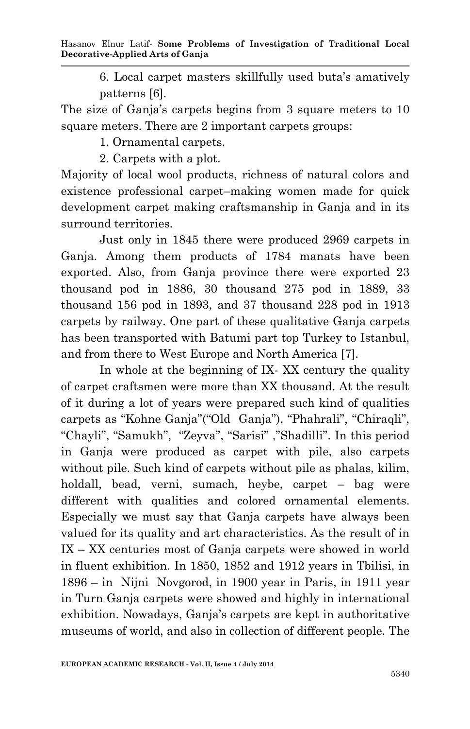6. Local carpet masters skillfully used buta's amatively patterns [6].

The size of Ganja's carpets begins from 3 square meters to 10 square meters. There are 2 important carpets groups:

1. Ornamental carpets.
2. Carpets with a plot.

Majority of local wool products, richness of natural colors and existence professional carpet–making women made for quick development carpet making craftsmanship in Ganja and in its surround territories.

Just only in 1845 there were produced 2969 carpets in Ganja. Among them products of 1784 manats have been exported. Also, from Ganja province there were exported 23 thousand pod in 1886, 30 thousand 275 pod in 1889, 33 thousand 156 pod in 1893, and 37 thousand 228 pod in 1913 carpets by railway. One part of these qualitative Ganja carpets has been transported with Batumi part top Turkey to Istanbul, and from there to West Europe and North America [7].

In whole at the beginning of IX- XX century the quality of carpet craftsmen were more than XX thousand. At the result of it during a lot of years were prepared such kind of qualities carpets as "Kohne Ganja"("Old Ganja"), "Phahrali", "Chiraqli", "Chayli", "Samukh", "Zeyva", "Sarisi" ,"Shadilli". In this period in Ganja were produced as carpet with pile, also carpets without pile. Such kind of carpets without pile as phalas, kilim, holdall, bead, verni, sumach, heybe, carpet – bag were different with qualities and colored ornamental elements. Especially we must say that Ganja carpets have always been valued for its quality and art characteristics. As the result of in IX – XX centuries most of Ganja carpets were showed in world in fluent exhibition. In 1850, 1852 and 1912 years in Tbilisi, in 1896 – in Nijni Novgorod, in 1900 year in Paris, in 1911 year in Turn Ganja carpets were showed and highly in international exhibition. Nowadays, Ganja's carpets are kept in authoritative museums of world, and also in collection of different people. The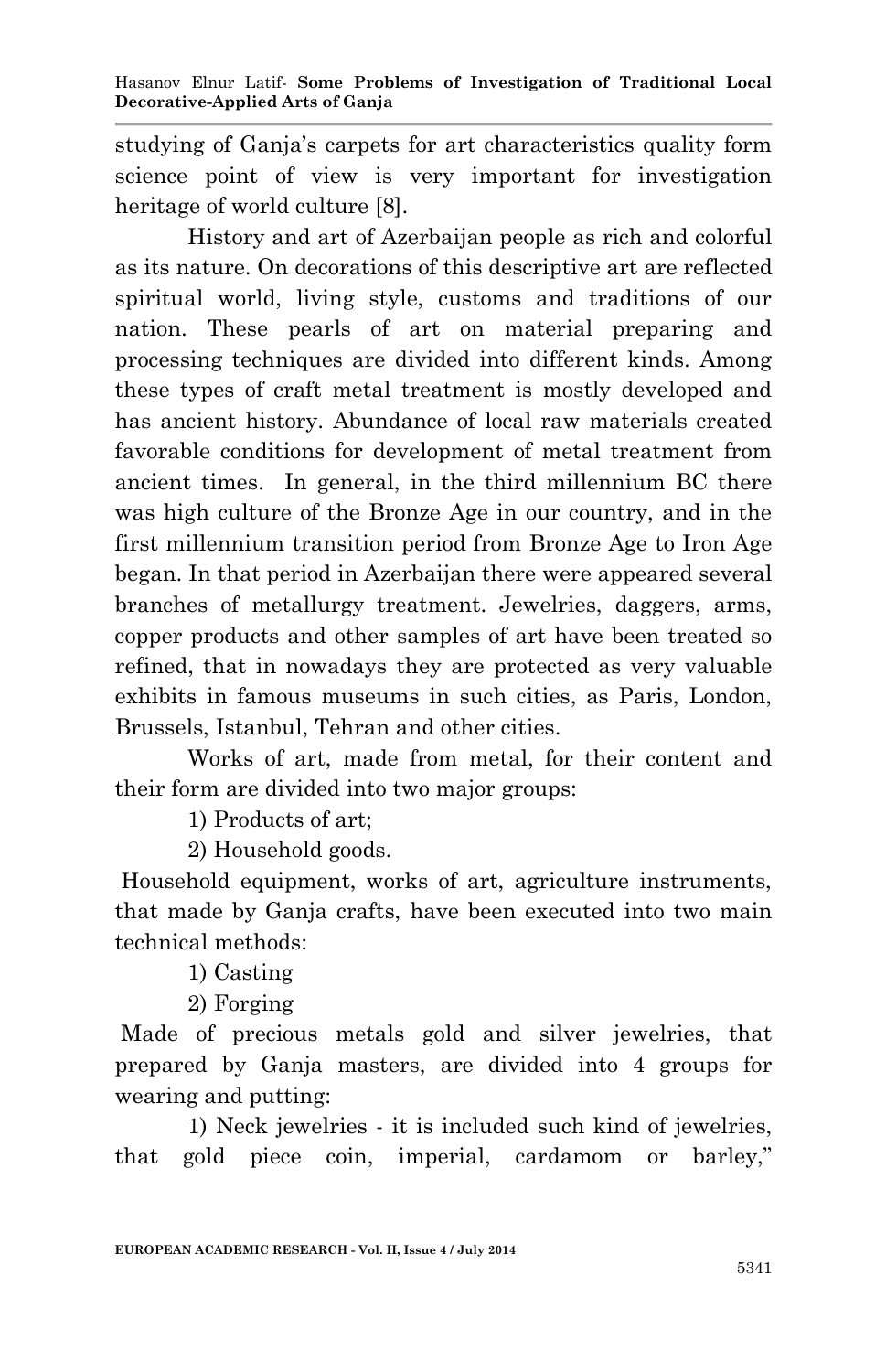studying of Ganja's carpets for art characteristics quality form science point of view is very important for investigation heritage of world culture [8].

History and art of Azerbaijan people as rich and colorful as its nature. On decorations of this descriptive art are reflected spiritual world, living style, customs and traditions of our nation. These pearls of art on material preparing and processing techniques are divided into different kinds. Among these types of craft metal treatment is mostly developed and has ancient history. Abundance of local raw materials created favorable conditions for development of metal treatment from ancient times. In general, in the third millennium BC there was high culture of the Bronze Age in our country, and in the first millennium transition period from Bronze Age to Iron Age began. In that period in Azerbaijan there were appeared several branches of metallurgy treatment. Jewelries, daggers, arms, copper products and other samples of art have been treated so refined, that in nowadays they are protected as very valuable exhibits in famous museums in such cities, as Paris, London, Brussels, Istanbul, Tehran and other cities.

Works of art, made from metal, for their content and their form are divided into two major groups:

1) Products of art;

2) Household goods.

Household equipment, works of art, agriculture instruments, that made by Ganja crafts, have been executed into two main technical methods:

1) Casting

2) Forging

Made of precious metals gold and silver jewelries, that prepared by Ganja masters, are divided into 4 groups for wearing and putting:

1) Neck jewelries - it is included such kind of jewelries, that gold piece coin, imperial, cardamom or barley,"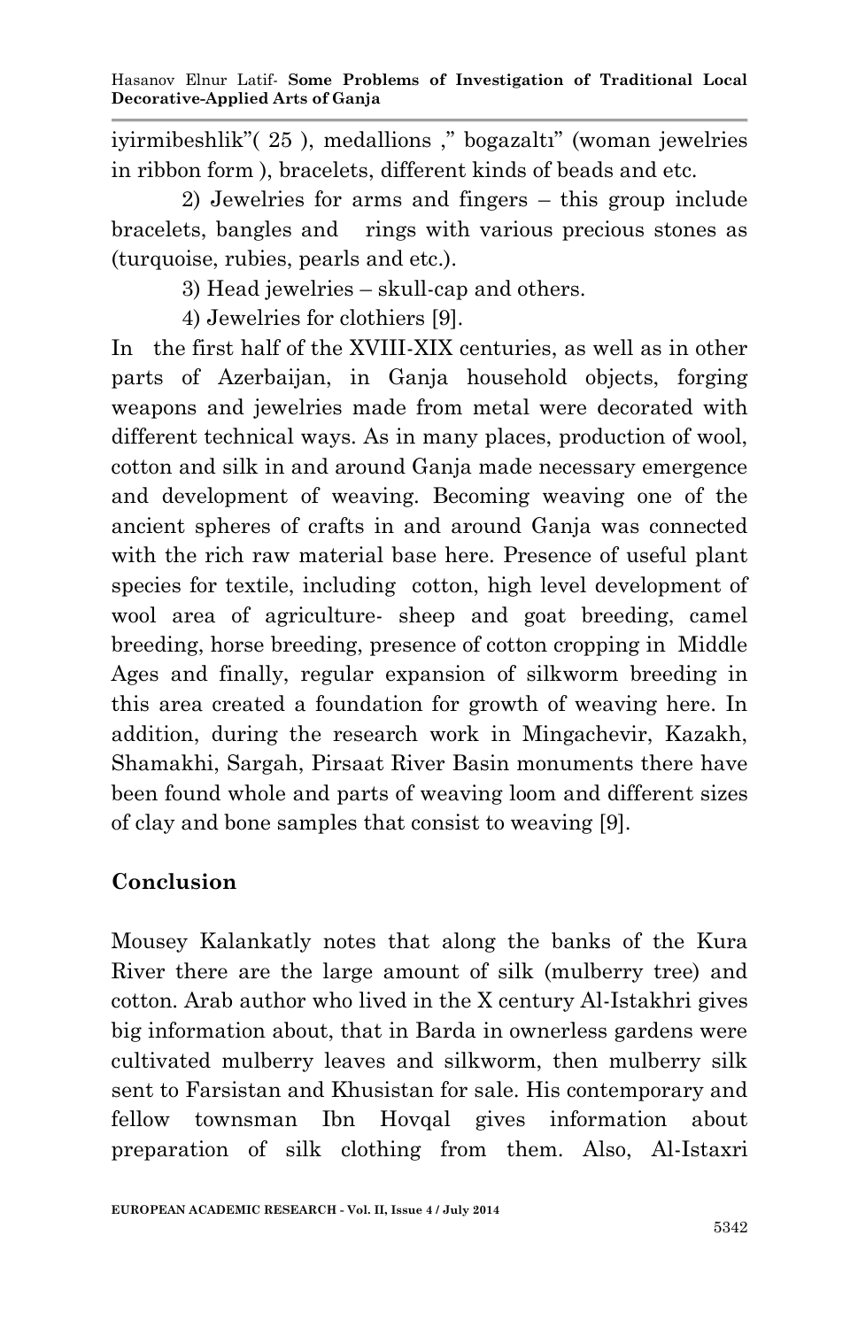iyirmibeshlik"( 25 ), medallions ," bogazaltı" (woman jewelries in ribbon form ), bracelets, different kinds of beads and etc.

2) Jewelries for arms and fingers – this group include bracelets, bangles and rings with various precious stones as (turquoise, rubies, pearls and etc.).

3) Head jewelries – skull-cap and others.

4) Jewelries for clothiers [9].

In the first half of the XVIII-XIX centuries, as well as in other parts of Azerbaijan, in Ganja household objects, forging weapons and jewelries made from metal were decorated with different technical ways. As in many places, production of wool, cotton and silk in and around Ganja made necessary emergence and development of weaving. Becoming weaving one of the ancient spheres of crafts in and around Ganja was connected with the rich raw material base here. Presence of useful plant species for textile, including cotton, high level development of wool area of agriculture- sheep and goat breeding, camel breeding, horse breeding, presence of cotton cropping in Middle Ages and finally, regular expansion of silkworm breeding in this area created a foundation for growth of weaving here. In addition, during the research work in Mingachevir, Kazakh, Shamakhi, Sargah, Pirsaat River Basin monuments there have been found whole and parts of weaving loom and different sizes of clay and bone samples that consist to weaving [9].

## Conclusion

Mousey Kalankatly notes that along the banks of the Kura River there are the large amount of silk (mulberry tree) and cotton. Arab author who lived in the X century Al-Istakhri gives big information about, that in Barda in ownerless gardens were cultivated mulberry leaves and silkworm, then mulberry silk sent to Farsistan and Khusistan for sale. His contemporary and fellow townsman Ibn Hovqal gives information about preparation of silk clothing from them. Also, Al-Istaxri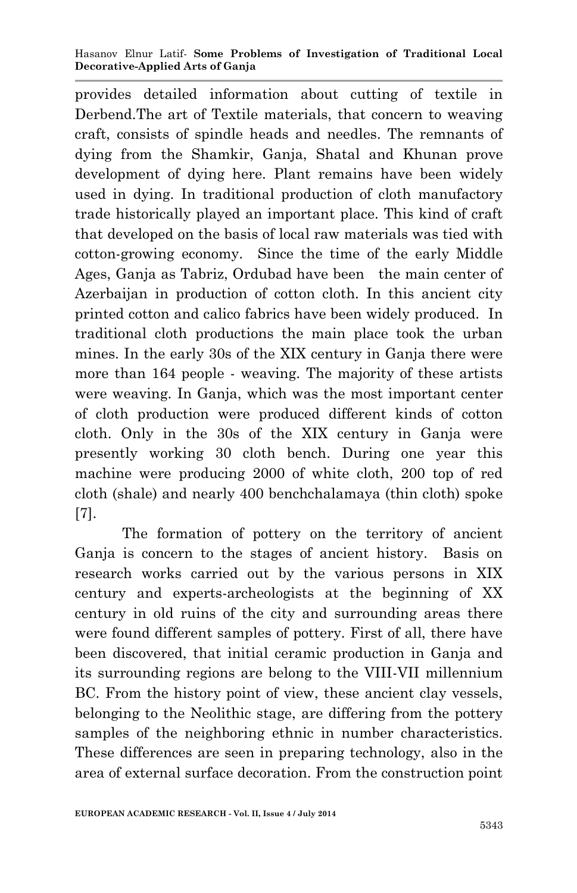provides detailed information about cutting of textile in Derbend.The art of Textile materials, that concern to weaving craft, consists of spindle heads and needles. The remnants of dying from the Shamkir, Ganja, Shatal and Khunan prove development of dying here. Plant remains have been widely used in dying. In traditional production of cloth manufactory trade historically played an important place. This kind of craft that developed on the basis of local raw materials was tied with cotton-growing economy. Since the time of the early Middle Ages, Ganja as Tabriz, Ordubad have been the main center of Azerbaijan in production of cotton cloth. In this ancient city printed cotton and calico fabrics have been widely produced. In traditional cloth productions the main place took the urban mines. In the early 30s of the XIX century in Ganja there were more than 164 people - weaving. The majority of these artists were weaving. In Ganja, which was the most important center of cloth production were produced different kinds of cotton cloth. Only in the 30s of the XIX century in Ganja were presently working 30 cloth bench. During one year this machine were producing 2000 of white cloth, 200 top of red cloth (shale) and nearly 400 benchchalamaya (thin cloth) spoke [7].

The formation of pottery on the territory of ancient Ganja is concern to the stages of ancient history. Basis on research works carried out by the various persons in XIX century and experts-archeologists at the beginning of XX century in old ruins of the city and surrounding areas there were found different samples of pottery. First of all, there have been discovered, that initial ceramic production in Ganja and its surrounding regions are belong to the VIII-VII millennium BC. From the history point of view, these ancient clay vessels, belonging to the Neolithic stage, are differing from the pottery samples of the neighboring ethnic in number characteristics. These differences are seen in preparing technology, also in the area of external surface decoration. From the construction point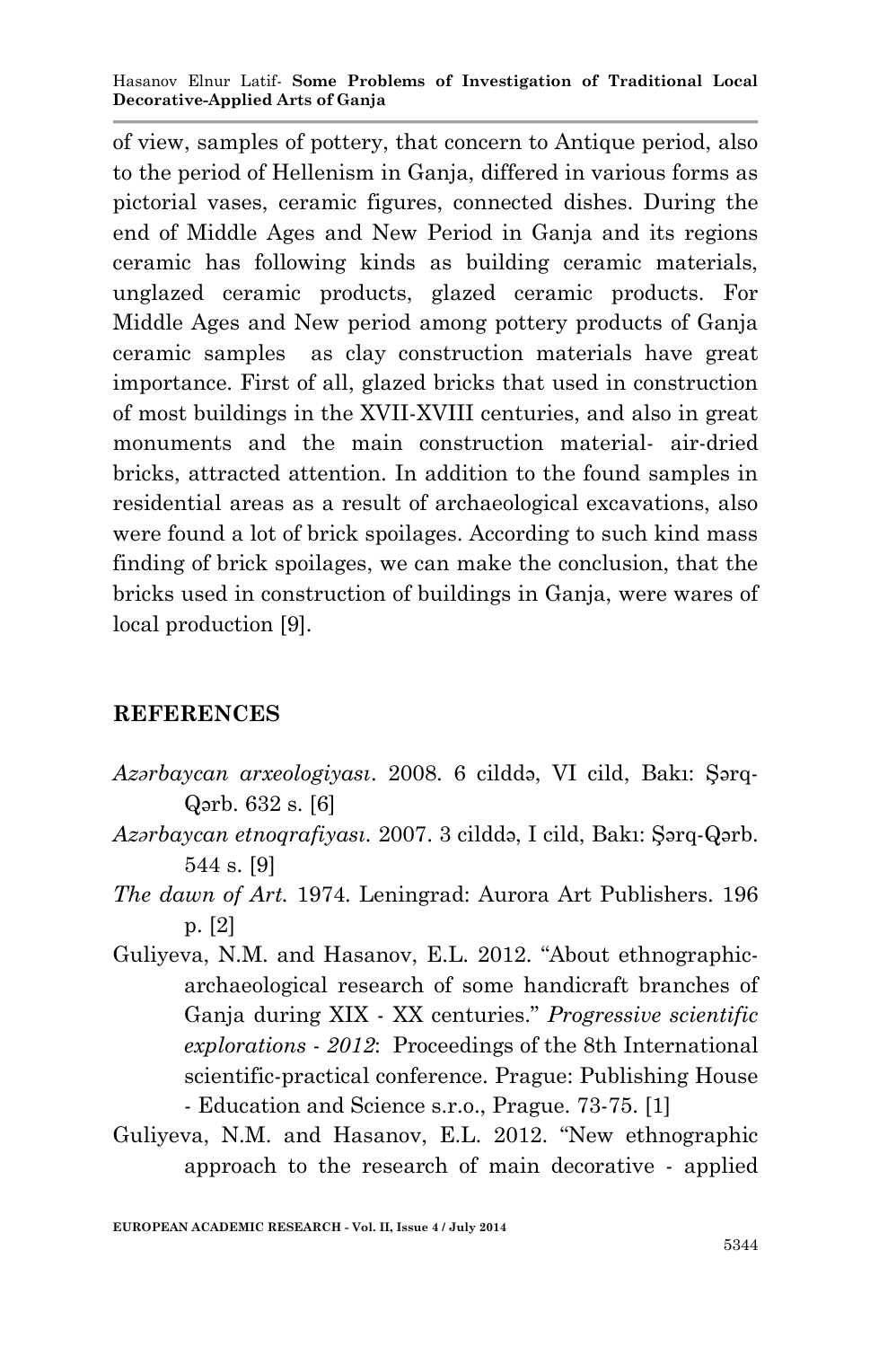of view, samples of pottery, that concern to Antique period, also to the period of Hellenism in Ganja, differed in various forms as pictorial vases, ceramic figures, connected dishes. During the end of Middle Ages and New Period in Ganja and its regions ceramic has following kinds as building ceramic materials, unglazed ceramic products, glazed ceramic products. For Middle Ages and New period among pottery products of Ganja ceramic samples as clay construction materials have great importance. First of all, glazed bricks that used in construction of most buildings in the XVII-XVIII centuries, and also in great monuments and the main construction material- air-dried bricks, attracted attention. In addition to the found samples in residential areas as a result of archaeological excavations, also were found a lot of brick spoilages. According to such kind mass finding of brick spoilages, we can make the conclusion, that the bricks used in construction of buildings in Ganja, were wares of local production [9].

## REFERENCES

*Azərbaycan arxeologiyası*. 2008. 6 cilddə, VI cild, Bakı: Şərq-Qərb. 632 s. [6]

*Azərbaycan etnoqrafiyası*. 2007. 3 cilddə, I cild, Bakı: Şərq-Qərb. 544 s. [9]

*The dawn of Art.* 1974. Leningrad: Aurora Art Publishers. 196 p. [2]

Guliyeva, N.M. and Hasanov, E.L. 2012. "About ethnographic-archaeological research of some handicraft branches of Ganja during XIX - XX centuries." *Progressive scientific explorations - 2012*: Proceedings of the 8th International scientific-practical conference. Prague: Publishing House - Education and Science s.r.o., Prague. 73-75. [1]

Guliyeva, N.M. and Hasanov, E.L. 2012. "New ethnographic approach to the research of main decorative - applied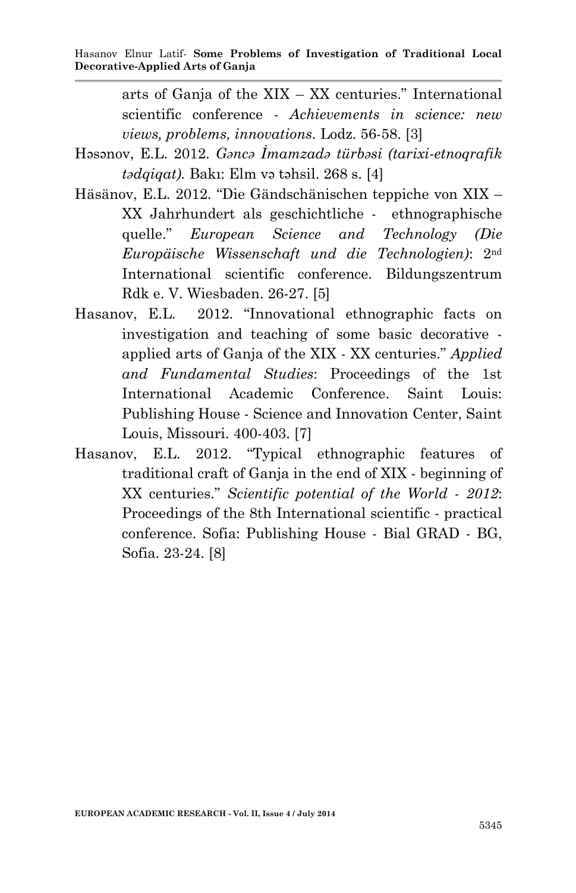arts of Ganja of the XIX – XX centuries." International scientific conference - *Achievements in science: new views, problems, innovations*. Lodz. 56-58. [3]

Həsənov, E.L. 2012. *Gəncə İmamzadə türbəsi (tarixi-etnoqrafik tədqiqat)*. Bakı: Elm və təhsil. 268 s. [4]

Häsänov, E.L. 2012. "Die Gändschänischen teppiche von XIX – XX Jahrhundert als geschichtliche - ethnographische quelle." *European Science and Technology (Die Europäische Wissenschaft und die Technologien)*: 2nd International scientific conference. Bildungszentrum Rdk e. V. Wiesbaden. 26-27. [5]

Hasanov, E.L. 2012. "Innovational ethnographic facts on investigation and teaching of some basic decorative - applied arts of Ganja of the XIX - XX centuries." *Applied and Fundamental Studies*: Proceedings of the 1st International Academic Conference. Saint Louis: Publishing House - Science and Innovation Center, Saint Louis, Missouri. 400-403. [7]

Hasanov, E.L. 2012. "Typical ethnographic features of traditional craft of Ganja in the end of XIX - beginning of XX centuries." *Scientific potential of the World - 2012*: Proceedings of the 8th International scientific - practical conference. Sofia: Publishing House - Bial GRAD - BG, Sofia. 23-24. [8]